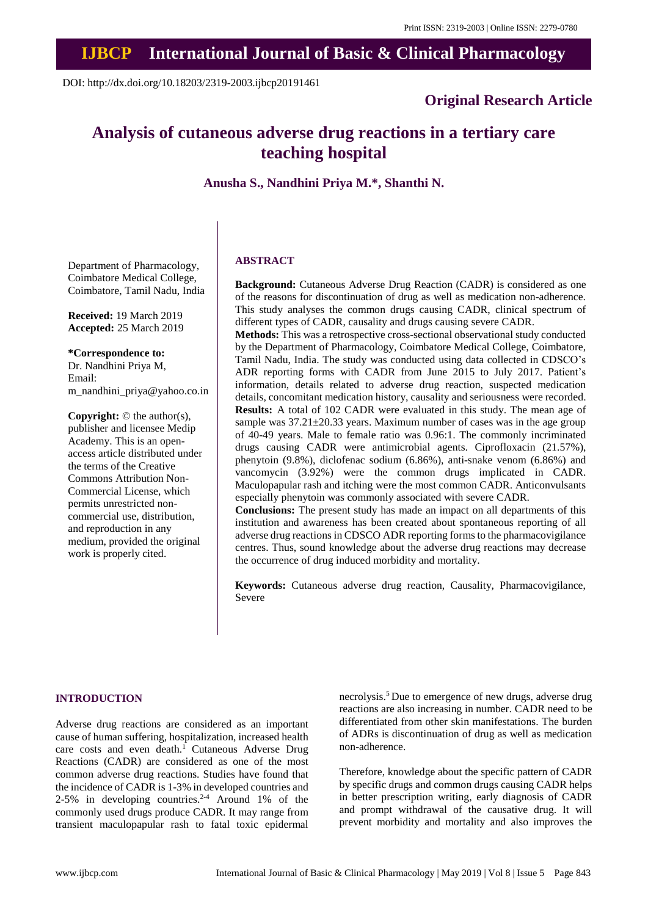Print ISSN: 2319-2003 | Online ISSN: 2279-0780

# IJBCP International Journal of Basic & Clinical Pharmacology

DOI: http://dx.doi.org/10.18203/2319-2003.ijbcp20191461

**Original Research Article**

# Analysis of cutaneous adverse drug reactions in a tertiary care teaching hospital

**Anusha S., Nandhini Priya M.*, Shanthi N.**

Department of Pharmacology, Coimbatore Medical College, Coimbatore, Tamil Nadu, India

**Received:** 19 March 2019
**Accepted:** 25 March 2019

**\*Correspondence to:**
Dr. Nandhini Priya M,
Email: m_nandhini_priya@yahoo.co.in

**Copyright:** © the author(s), publisher and licensee Medip Academy. This is an open-access article distributed under the terms of the Creative Commons Attribution Non-Commercial License, which permits unrestricted non-commercial use, distribution, and reproduction in any medium, provided the original work is properly cited.

## ABSTRACT

**Background:** Cutaneous Adverse Drug Reaction (CADR) is considered as one of the reasons for discontinuation of drug as well as medication non-adherence. This study analyses the common drugs causing CADR, clinical spectrum of different types of CADR, causality and drugs causing severe CADR.

**Methods:** This was a retrospective cross-sectional observational study conducted by the Department of Pharmacology, Coimbatore Medical College, Coimbatore, Tamil Nadu, India. The study was conducted using data collected in CDSCO's ADR reporting forms with CADR from June 2015 to July 2017. Patient's information, details related to adverse drug reaction, suspected medication details, concomitant medication history, causality and seriousness were recorded.

**Results:** A total of 102 CADR were evaluated in this study. The mean age of sample was 37.21±20.33 years. Maximum number of cases was in the age group of 40-49 years. Male to female ratio was 0.96:1. The commonly incriminated drugs causing CADR were antimicrobial agents. Ciprofloxacin (21.57%), phenytoin (9.8%), diclofenac sodium (6.86%), anti-snake venom (6.86%) and vancomycin (3.92%) were the common drugs implicated in CADR. Maculopapular rash and itching were the most common CADR. Anticonvulsants especially phenytoin was commonly associated with severe CADR.

**Conclusions:** The present study has made an impact on all departments of this institution and awareness has been created about spontaneous reporting of all adverse drug reactions in CDSCO ADR reporting forms to the pharmacovigilance centres. Thus, sound knowledge about the adverse drug reactions may decrease the occurrence of drug induced morbidity and mortality.

**Keywords:** Cutaneous adverse drug reaction, Causality, Pharmacovigilance, Severe

## INTRODUCTION

Adverse drug reactions are considered as an important cause of human suffering, hospitalization, increased health care costs and even death.[1] Cutaneous Adverse Drug Reactions (CADR) are considered as one of the most common adverse drug reactions. Studies have found that the incidence of CADR is 1-3% in developed countries and 2-5% in developing countries.[2-4] Around 1% of the commonly used drugs produce CADR. It may range from transient maculopapular rash to fatal toxic epidermal necrolysis.[5] Due to emergence of new drugs, adverse drug reactions are also increasing in number. CADR need to be differentiated from other skin manifestations. The burden of ADRs is discontinuation of drug as well as medication non-adherence.

Therefore, knowledge about the specific pattern of CADR by specific drugs and common drugs causing CADR helps in better prescription writing, early diagnosis of CADR and prompt withdrawal of the causative drug. It will prevent morbidity and mortality and also improves the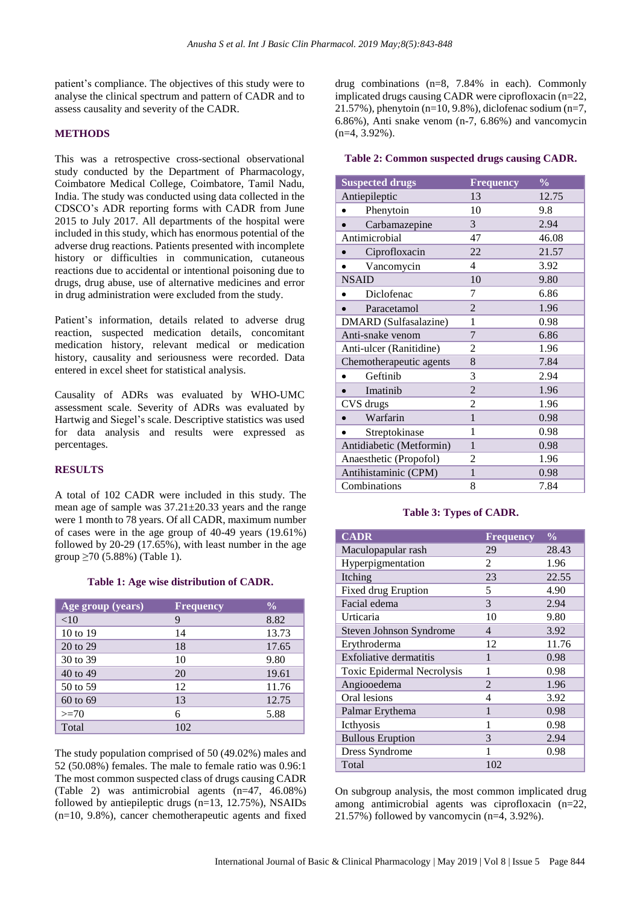patient's compliance. The objectives of this study were to analyse the clinical spectrum and pattern of CADR and to assess causality and severity of the CADR.

## METHODS

This was a retrospective cross-sectional observational study conducted by the Department of Pharmacology, Coimbatore Medical College, Coimbatore, Tamil Nadu, India. The study was conducted using data collected in the CDSCO's ADR reporting forms with CADR from June 2015 to July 2017. All departments of the hospital were included in this study, which has enormous potential of the adverse drug reactions. Patients presented with incomplete history or difficulties in communication, cutaneous reactions due to accidental or intentional poisoning due to drugs, drug abuse, use of alternative medicines and error in drug administration were excluded from the study.

Patient's information, details related to adverse drug reaction, suspected medication details, concomitant medication history, relevant medical or medication history, causality and seriousness were recorded. Data entered in excel sheet for statistical analysis.

Causality of ADRs was evaluated by WHO-UMC assessment scale. Severity of ADRs was evaluated by Hartwig and Siegel's scale. Descriptive statistics was used for data analysis and results were expressed as percentages.

## RESULTS

A total of 102 CADR were included in this study. The mean age of sample was 37.21±20.33 years and the range were 1 month to 78 years. Of all CADR, maximum number of cases were in the age group of 40-49 years (19.61%) followed by 20-29 (17.65%), with least number in the age group ≥70 (5.88%) (Table 1).

**Table 1: Age wise distribution of CADR.**

| Age group (years) | Frequency | % |
|---|---|---|
| <10 | 9 | 8.82 |
| 10 to 19 | 14 | 13.73 |
| 20 to 29 | 18 | 17.65 |
| 30 to 39 | 10 | 9.80 |
| 40 to 49 | 20 | 19.61 |
| 50 to 59 | 12 | 11.76 |
| 60 to 69 | 13 | 12.75 |
| >=70 | 6 | 5.88 |
| Total | 102 | |

The study population comprised of 50 (49.02%) males and 52 (50.08%) females. The male to female ratio was 0.96:1 The most common suspected class of drugs causing CADR (Table 2) was antimicrobial agents (n=47, 46.08%) followed by antiepileptic drugs (n=13, 12.75%), NSAIDs (n=10, 9.8%), cancer chemotherapeutic agents and fixed drug combinations (n=8, 7.84% in each). Commonly implicated drugs causing CADR were ciprofloxacin (n=22, 21.57%), phenytoin (n=10, 9.8%), diclofenac sodium (n=7, 6.86%), Anti snake venom (n-7, 6.86%) and vancomycin (n=4, 3.92%).

**Table 2: Common suspected drugs causing CADR.**

| Suspected drugs | Frequency | % |
|---|---|---|
| Antiepileptic | 13 | 12.75 |
| • Phenytoin | 10 | 9.8 |
| • Carbamazepine | 3 | 2.94 |
| Antimicrobial | 47 | 46.08 |
| • Ciprofloxacin | 22 | 21.57 |
| • Vancomycin | 4 | 3.92 |
| NSAID | 10 | 9.80 |
| • Diclofenac | 7 | 6.86 |
| • Paracetamol | 2 | 1.96 |
| DMARD (Sulfasalazine) | 1 | 0.98 |
| Anti-snake venom | 7 | 6.86 |
| Anti-ulcer (Ranitidine) | 2 | 1.96 |
| Chemotherapeutic agents | 8 | 7.84 |
| • Geftinib | 3 | 2.94 |
| • Imatinib | 2 | 1.96 |
| CVS drugs | 2 | 1.96 |
| • Warfarin | 1 | 0.98 |
| • Streptokinase | 1 | 0.98 |
| Antidiabetic (Metformin) | 1 | 0.98 |
| Anaesthetic (Propofol) | 2 | 1.96 |
| Antihistaminic (CPM) | 1 | 0.98 |
| Combinations | 8 | 7.84 |

**Table 3: Types of CADR.**

| CADR | Frequency | % |
|---|---|---|
| Maculopapular rash | 29 | 28.43 |
| Hyperpigmentation | 2 | 1.96 |
| Itching | 23 | 22.55 |
| Fixed drug Eruption | 5 | 4.90 |
| Facial edema | 3 | 2.94 |
| Urticaria | 10 | 9.80 |
| Steven Johnson Syndrome | 4 | 3.92 |
| Erythroderma | 12 | 11.76 |
| Exfoliative dermatitis | 1 | 0.98 |
| Toxic Epidermal Necrolysis | 1 | 0.98 |
| Angiooedema | 2 | 1.96 |
| Oral lesions | 4 | 3.92 |
| Palmar Erythema | 1 | 0.98 |
| Icthyosis | 1 | 0.98 |
| Bullous Eruption | 3 | 2.94 |
| Dress Syndrome | 1 | 0.98 |
| Total | 102 | |

On subgroup analysis, the most common implicated drug among antimicrobial agents was ciprofloxacin (n=22, 21.57%) followed by vancomycin (n=4, 3.92%).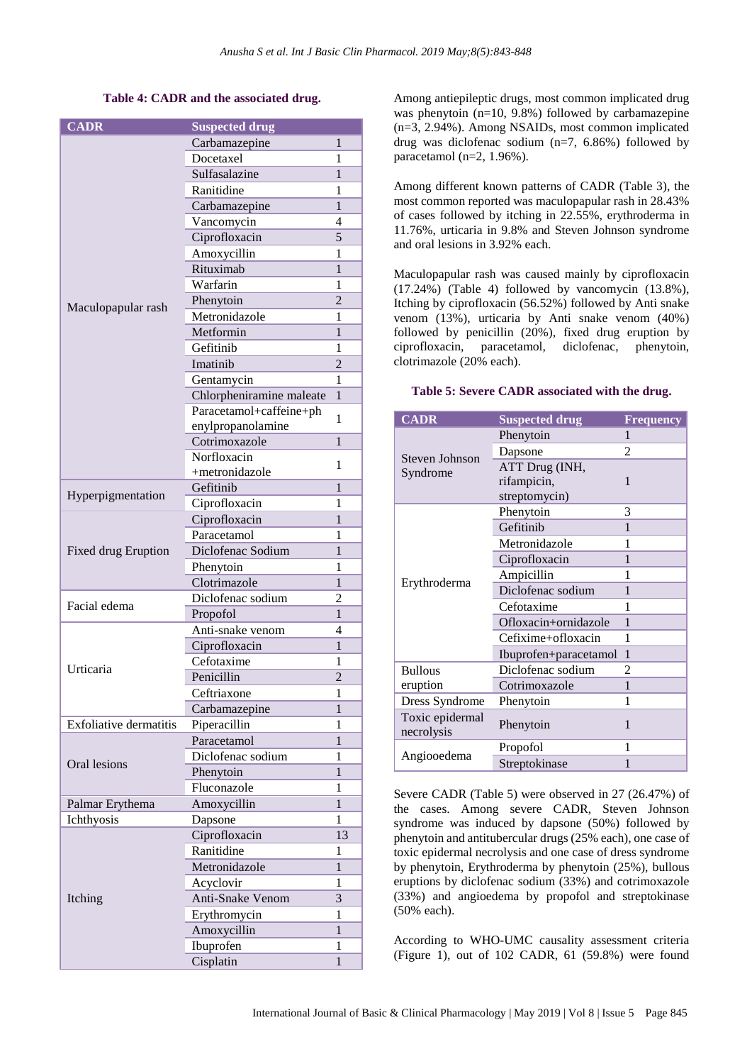**Table 4: CADR and the associated drug.**

| CADR | Suspected drug | |
|---|---|---|
| Maculopapular rash | Carbamazepine | 1 |
| | Docetaxel | 1 |
| | Sulfasalazine | 1 |
| | Ranitidine | 1 |
| | Carbamazepine | 1 |
| | Vancomycin | 4 |
| | Ciprofloxacin | 5 |
| | Amoxycillin | 1 |
| | Rituximab | 1 |
| | Warfarin | 1 |
| | Phenytoin | 2 |
| | Metronidazole | 1 |
| | Metformin | 1 |
| | Gefitinib | 1 |
| | Imatinib | 2 |
| | Gentamycin | 1 |
| | Chlorpheniramine maleate | 1 |
| | Paracetamol+caffeine+phenylpropanolamine | 1 |
| | Cotrimoxazole | 1 |
| | Norfloxacin +metronidazole | 1 |
| Hyperpigmentation | Gefitinib | 1 |
| | Ciprofloxacin | 1 |
| Fixed drug Eruption | Ciprofloxacin | 1 |
| | Paracetamol | 1 |
| | Diclofenac Sodium | 1 |
| | Phenytoin | 1 |
| | Clotrimazole | 1 |
| Facial edema | Diclofenac sodium | 2 |
| | Propofol | 1 |
| Urticaria | Anti-snake venom | 4 |
| | Ciprofloxacin | 1 |
| | Cefotaxime | 1 |
| | Penicillin | 2 |
| | Ceftriaxone | 1 |
| | Carbamazepine | 1 |
| Exfoliative dermatitis | Piperacillin | 1 |
| Oral lesions | Paracetamol | 1 |
| | Diclofenac sodium | 1 |
| | Phenytoin | 1 |
| | Fluconazole | 1 |
| Palmar Erythema | Amoxycillin | 1 |
| Ichthyosis | Dapsone | 1 |
| Itching | Ciprofloxacin | 13 |
| | Ranitidine | 1 |
| | Metronidazole | 1 |
| | Acyclovir | 1 |
| | Anti-Snake Venom | 3 |
| | Erythromycin | 1 |
| | Amoxycillin | 1 |
| | Ibuprofen | 1 |
| | Cisplatin | 1 |

Among antiepileptic drugs, most common implicated drug was phenytoin (n=10, 9.8%) followed by carbamazepine (n=3, 2.94%). Among NSAIDs, most common implicated drug was diclofenac sodium (n=7, 6.86%) followed by paracetamol (n=2, 1.96%).

Among different known patterns of CADR (Table 3), the most common reported was maculopapular rash in 28.43% of cases followed by itching in 22.55%, erythroderma in 11.76%, urticaria in 9.8% and Steven Johnson syndrome and oral lesions in 3.92% each.

Maculopapular rash was caused mainly by ciprofloxacin (17.24%) (Table 4) followed by vancomycin (13.8%), Itching by ciprofloxacin (56.52%) followed by Anti snake venom (13%), urticaria by Anti snake venom (40%) followed by penicillin (20%), fixed drug eruption by ciprofloxacin, paracetamol, diclofenac, phenytoin, clotrimazole (20% each).

**Table 5: Severe CADR associated with the drug.**

| CADR | Suspected drug | Frequency |
|---|---|---|
| Steven Johnson Syndrome | Phenytoin | 1 |
| | Dapsone | 2 |
| | ATT Drug (INH, rifampicin, streptomycin) | 1 |
| Erythroderma | Phenytoin | 3 |
| | Gefitinib | 1 |
| | Metronidazole | 1 |
| | Ciprofloxacin | 1 |
| | Ampicillin | 1 |
| | Diclofenac sodium | 1 |
| | Cefotaxime | 1 |
| | Ofloxacin+ornidazole | 1 |
| | Cefixime+ofloxacin | 1 |
| | Ibuprofen+paracetamol | 1 |
| Bullous eruption | Diclofenac sodium | 2 |
| | Cotrimoxazole | 1 |
| Dress Syndrome | Phenytoin | 1 |
| Toxic epidermal necrolysis | Phenytoin | 1 |
| Angiooedema | Propofol | 1 |
| | Streptokinase | 1 |

Severe CADR (Table 5) were observed in 27 (26.47%) of the cases. Among severe CADR, Steven Johnson syndrome was induced by dapsone (50%) followed by phenytoin and antitubercular drugs (25% each), one case of toxic epidermal necrolysis and one case of dress syndrome by phenytoin, Erythroderma by phenytoin (25%), bullous eruptions by diclofenac sodium (33%) and cotrimoxazole (33%) and angioedema by propofol and streptokinase (50% each).

According to WHO-UMC causality assessment criteria (Figure 1), out of 102 CADR, 61 (59.8%) were found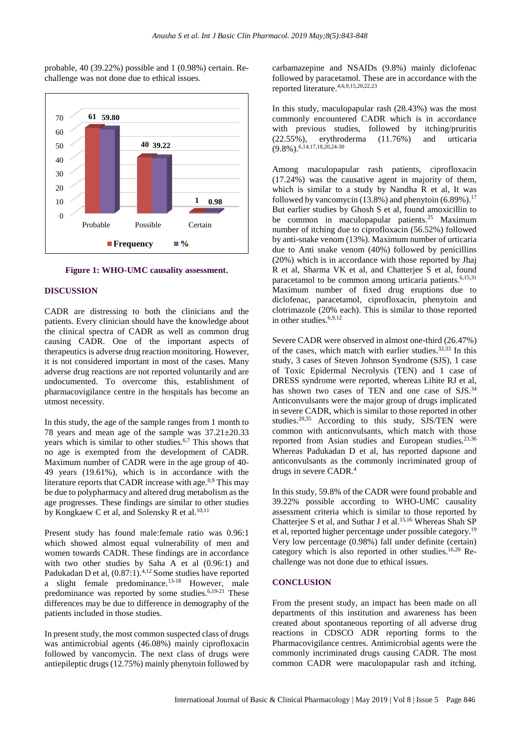probable, 40 (39.22%) possible and 1 (0.98%) certain. Re-challenge was not done due to ethical issues.

**Figure 1: WHO-UMC causality assessment.**

## DISCUSSION

CADR are distressing to both the clinicians and the patients. Every clinician should have the knowledge about the clinical spectra of CADR as well as common drug causing CADR. One of the important aspects of therapeutics is adverse drug reaction monitoring. However, it is not considered important in most of the cases. Many adverse drug reactions are not reported voluntarily and are undocumented. To overcome this, establishment of pharmacovigilance centre in the hospitals has become an utmost necessity.

In this study, the age of the sample ranges from 1 month to 78 years and mean age of the sample was 37.21±20.33 years which is similar to other studies.[6,7] This shows that no age is exempted from the development of CADR. Maximum number of CADR were in the age group of 40-49 years (19.61%), which is in accordance with the literature reports that CADR increase with age.[8,9] This may be due to polypharmacy and altered drug metabolism as the age progresses. These findings are similar to other studies by Kongkaew C et al, and Solensky R et al.[10,11]

Present study has found male:female ratio was 0.96:1 which showed almost equal vulnerability of men and women towards CADR. These findings are in accordance with two other studies by Saha A et al (0.96:1) and Padukadan D et al, (0.87:1).[4,12] Some studies have reported a slight female predominance.[13-18] However, male predominance was reported by some studies.[6,19-21] These differences may be due to difference in demography of the patients included in those studies.

In present study, the most common suspected class of drugs was antimicrobial agents (46.08%) mainly ciprofloxacin followed by vancomycin. The next class of drugs were antiepileptic drugs (12.75%) mainly phenytoin followed by carbamazepine and NSAIDs (9.8%) mainly diclofenac followed by paracetamol. These are in accordance with the reported literature.[4,6,9,15,20,22,23]

In this study, maculopapular rash (28.43%) was the most commonly encountered CADR which is in accordance with previous studies, followed by itching/pruritis (22.55%), erythroderma (11.76%) and urticaria (9.8%).[6,14,17,18,20,24-30]

Among maculopapular rash patients, ciprofloxacin (17.24%) was the causative agent in majority of them, which is similar to a study by Nandha R et al, It was followed by vancomycin (13.8%) and phenytoin (6.89%).[17] But earlier studies by Ghosh S et al, found amoxicillin to be common in maculopapular patients.[25] Maximum number of itching due to ciprofloxacin (56.52%) followed by anti-snake venom (13%). Maximum number of urticaria due to Anti snake venom (40%) followed by penicillins (20%) which is in accordance with those reported by Jhaj R et al, Sharma VK et al, and Chatterjee S et al, found paracetamol to be common among urticaria patients.[6,15,31] Maximum number of fixed drug eruptions due to diclofenac, paracetamol, ciprofloxacin, phenytoin and clotrimazole (20% each). This is similar to those reported in other studies.[6,9,12]

Severe CADR were observed in almost one-third (26.47%) of the cases, which match with earlier studies.[32,33] In this study, 3 cases of Steven Johnson Syndrome (SJS), 1 case of Toxic Epidermal Necrolysis (TEN) and 1 case of DRESS syndrome were reported, whereas Lihite RJ et al, has shown two cases of TEN and one case of SJS.[34] Anticonvulsants were the major group of drugs implicated in severe CADR, which is similar to those reported in other studies.[20,35] According to this study, SJS/TEN were common with anticonvulsants, which match with those reported from Asian studies and European studies.[23,36] Whereas Padukadan D et al, has reported dapsone and anticonvulsants as the commonly incriminated group of drugs in severe CADR.[4]

In this study, 59.8% of the CADR were found probable and 39.22% possible according to WHO-UMC causality assessment criteria which is similar to those reported by Chatterjee S et al, and Suthar J et al.[15,16] Whereas Shah SP et al, reported higher percentage under possible category.[19] Very low percentage (0.98%) fall under definite (certain) category which is also reported in other studies.[16,20] Re-challenge was not done due to ethical issues.

## CONCLUSION

From the present study, an impact has been made on all departments of this institution and awareness has been created about spontaneous reporting of all adverse drug reactions in CDSCO ADR reporting forms to the Pharmacovigilance centres. Antimicrobial agents were the commonly incriminated drugs causing CADR. The most common CADR were maculopapular rash and itching.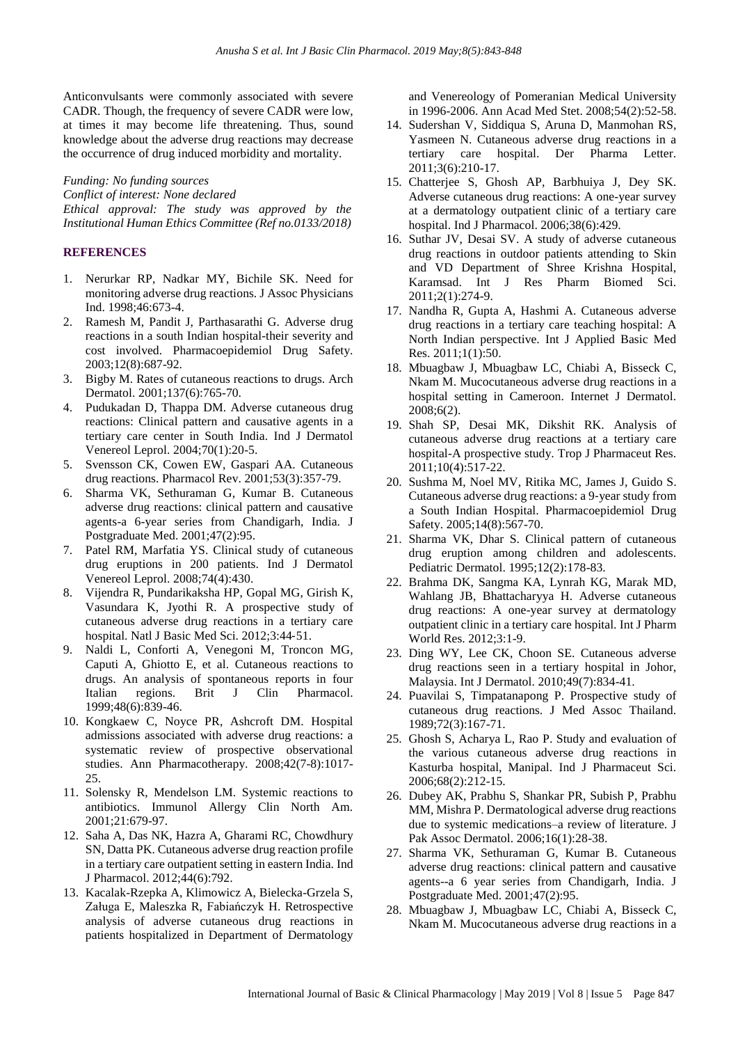Anticonvulsants were commonly associated with severe CADR. Though, the frequency of severe CADR were low, at times it may become life threatening. Thus, sound knowledge about the adverse drug reactions may decrease the occurrence of drug induced morbidity and mortality.

*Funding: No funding sources*
*Conflict of interest: None declared*
*Ethical approval: The study was approved by the Institutional Human Ethics Committee (Ref no.0133/2018)*

## REFERENCES

1. Nerurkar RP, Nadkar MY, Bichile SK. Need for monitoring adverse drug reactions. J Assoc Physicians Ind. 1998;46:673-4.
2. Ramesh M, Pandit J, Parthasarathi G. Adverse drug reactions in a south Indian hospital-their severity and cost involved. Pharmacoepidemiol Drug Safety. 2003;12(8):687-92.
3. Bigby M. Rates of cutaneous reactions to drugs. Arch Dermatol. 2001;137(6):765-70.
4. Pudukadan D, Thappa DM. Adverse cutaneous drug reactions: Clinical pattern and causative agents in a tertiary care center in South India. Ind J Dermatol Venereol Leprol. 2004;70(1):20-5.
5. Svensson CK, Cowen EW, Gaspari AA. Cutaneous drug reactions. Pharmacol Rev. 2001;53(3):357-79.
6. Sharma VK, Sethuraman G, Kumar B. Cutaneous adverse drug reactions: clinical pattern and causative agents-a 6-year series from Chandigarh, India. J Postgraduate Med. 2001;47(2):95.
7. Patel RM, Marfatia YS. Clinical study of cutaneous drug eruptions in 200 patients. Ind J Dermatol Venereol Leprol. 2008;74(4):430.
8. Vijendra R, Pundarikaksha HP, Gopal MG, Girish K, Vasundara K, Jyothi R. A prospective study of cutaneous adverse drug reactions in a tertiary care hospital. Natl J Basic Med Sci. 2012;3:44-51.
9. Naldi L, Conforti A, Venegoni M, Troncon MG, Caputi A, Ghiotto E, et al. Cutaneous reactions to drugs. An analysis of spontaneous reports in four Italian regions. Brit J Clin Pharmacol. 1999;48(6):839-46.
10. Kongkaew C, Noyce PR, Ashcroft DM. Hospital admissions associated with adverse drug reactions: a systematic review of prospective observational studies. Ann Pharmacotherapy. 2008;42(7-8):1017-25.
11. Solensky R, Mendelson LM. Systemic reactions to antibiotics. Immunol Allergy Clin North Am. 2001;21:679-97.
12. Saha A, Das NK, Hazra A, Gharami RC, Chowdhury SN, Datta PK. Cutaneous adverse drug reaction profile in a tertiary care outpatient setting in eastern India. Ind J Pharmacol. 2012;44(6):792.
13. Kacalak-Rzepka A, Klimowicz A, Bielecka-Grzela S, Załuga E, Maleszka R, Fabiańczyk H. Retrospective analysis of adverse cutaneous drug reactions in patients hospitalized in Department of Dermatology and Venereology of Pomeranian Medical University in 1996-2006. Ann Acad Med Stet. 2008;54(2):52-58.
14. Sudershan V, Siddiqua S, Aruna D, Manmohan RS, Yasmeen N. Cutaneous adverse drug reactions in a tertiary care hospital. Der Pharma Letter. 2011;3(6):210-17.
15. Chatterjee S, Ghosh AP, Barbhuiya J, Dey SK. Adverse cutaneous drug reactions: A one-year survey at a dermatology outpatient clinic of a tertiary care hospital. Ind J Pharmacol. 2006;38(6):429.
16. Suthar JV, Desai SV. A study of adverse cutaneous drug reactions in outdoor patients attending to Skin and VD Department of Shree Krishna Hospital, Karamsad. Int J Res Pharm Biomed Sci. 2011;2(1):274-9.
17. Nandha R, Gupta A, Hashmi A. Cutaneous adverse drug reactions in a tertiary care teaching hospital: A North Indian perspective. Int J Applied Basic Med Res. 2011;1(1):50.
18. Mbuagbaw J, Mbuagbaw LC, Chiabi A, Bisseck C, Nkam M. Mucocutaneous adverse drug reactions in a hospital setting in Cameroon. Internet J Dermatol. 2008;6(2).
19. Shah SP, Desai MK, Dikshit RK. Analysis of cutaneous adverse drug reactions at a tertiary care hospital-A prospective study. Trop J Pharmaceut Res. 2011;10(4):517-22.
20. Sushma M, Noel MV, Ritika MC, James J, Guido S. Cutaneous adverse drug reactions: a 9-year study from a South Indian Hospital. Pharmacoepidemiol Drug Safety. 2005;14(8):567-70.
21. Sharma VK, Dhar S. Clinical pattern of cutaneous drug eruption among children and adolescents. Pediatric Dermatol. 1995;12(2):178-83.
22. Brahma DK, Sangma KA, Lynrah KG, Marak MD, Wahlang JB, Bhattacharyya H. Adverse cutaneous drug reactions: A one-year survey at dermatology outpatient clinic in a tertiary care hospital. Int J Pharm World Res. 2012;3:1-9.
23. Ding WY, Lee CK, Choon SE. Cutaneous adverse drug reactions seen in a tertiary hospital in Johor, Malaysia. Int J Dermatol. 2010;49(7):834-41.
24. Puavilai S, Timpatanapong P. Prospective study of cutaneous drug reactions. J Med Assoc Thailand. 1989;72(3):167-71.
25. Ghosh S, Acharya L, Rao P. Study and evaluation of the various cutaneous adverse drug reactions in Kasturba hospital, Manipal. Ind J Pharmaceut Sci. 2006;68(2):212-15.
26. Dubey AK, Prabhu S, Shankar PR, Subish P, Prabhu MM, Mishra P. Dermatological adverse drug reactions due to systemic medications–a review of literature. J Pak Assoc Dermatol. 2006;16(1):28-38.
27. Sharma VK, Sethuraman G, Kumar B. Cutaneous adverse drug reactions: clinical pattern and causative agents--a 6 year series from Chandigarh, India. J Postgraduate Med. 2001;47(2):95.
28. Mbuagbaw J, Mbuagbaw LC, Chiabi A, Bisseck C, Nkam M. Mucocutaneous adverse drug reactions in a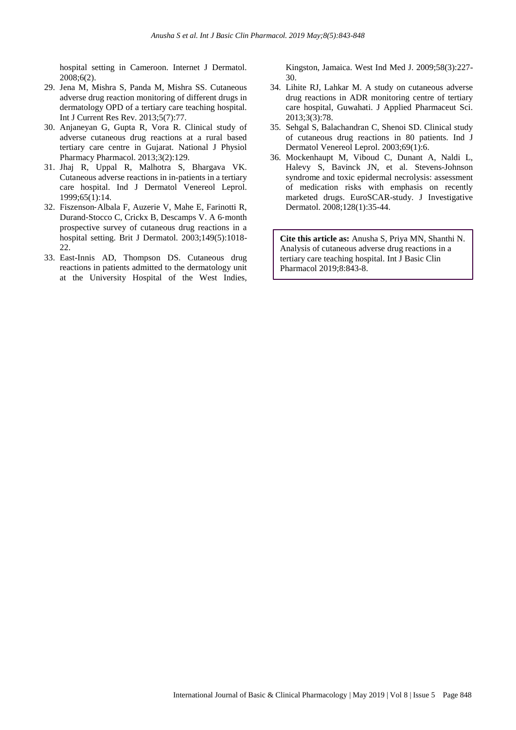hospital setting in Cameroon. Internet J Dermatol. 2008;6(2).

29. Jena M, Mishra S, Panda M, Mishra SS. Cutaneous adverse drug reaction monitoring of different drugs in dermatology OPD of a tertiary care teaching hospital. Int J Current Res Rev. 2013;5(7):77.
30. Anjaneyan G, Gupta R, Vora R. Clinical study of adverse cutaneous drug reactions at a rural based tertiary care centre in Gujarat. National J Physiol Pharmacy Pharmacol. 2013;3(2):129.
31. Jhaj R, Uppal R, Malhotra S, Bhargava VK. Cutaneous adverse reactions in in-patients in a tertiary care hospital. Ind J Dermatol Venereol Leprol. 1999;65(1):14.
32. Fiszenson-Albala F, Auzerie V, Mahe E, Farinotti R, Durand-Stocco C, Crickx B, Descamps V. A 6-month prospective survey of cutaneous drug reactions in a hospital setting. Brit J Dermatol. 2003;149(5):1018-22.
33. East-Innis AD, Thompson DS. Cutaneous drug reactions in patients admitted to the dermatology unit at the University Hospital of the West Indies, Kingston, Jamaica. West Ind Med J. 2009;58(3):227-30.
34. Lihite RJ, Lahkar M. A study on cutaneous adverse drug reactions in ADR monitoring centre of tertiary care hospital, Guwahati. J Applied Pharmaceut Sci. 2013;3(3):78.
35. Sehgal S, Balachandran C, Shenoi SD. Clinical study of cutaneous drug reactions in 80 patients. Ind J Dermatol Venereol Leprol. 2003;69(1):6.
36. Mockenhaupt M, Viboud C, Dunant A, Naldi L, Halevy S, Bavinck JN, et al. Stevens-Johnson syndrome and toxic epidermal necrolysis: assessment of medication risks with emphasis on recently marketed drugs. EuroSCAR-study. J Investigative Dermatol. 2008;128(1):35-44.

**Cite this article as:** Anusha S, Priya MN, Shanthi N. Analysis of cutaneous adverse drug reactions in a tertiary care teaching hospital. Int J Basic Clin Pharmacol 2019;8:843-8.